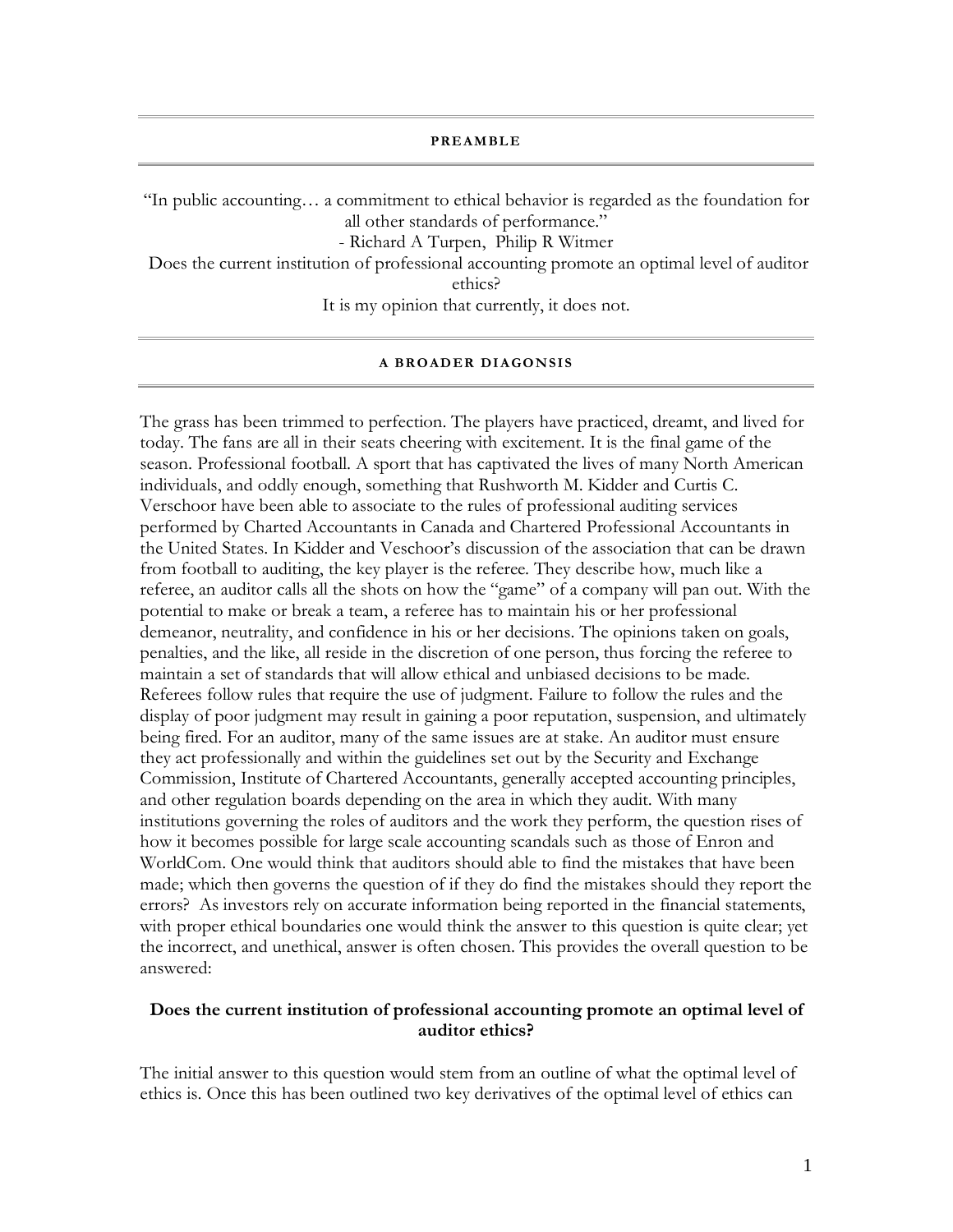## PREAMBLE

"In public accounting… a commitment to ethical behavior is regarded as the foundation for all other standards of performance."

- Richard A Turpen, Philip R Witmer

Does the current institution of professional accounting promote an optimal level of auditor ethics?

It is my opinion that currently, it does not.

## A BROADER DIAGONSIS

The grass has been trimmed to perfection. The players have practiced, dreamt, and lived for today. The fans are all in their seats cheering with excitement. It is the final game of the season. Professional football. A sport that has captivated the lives of many North American individuals, and oddly enough, something that Rushworth M. Kidder and Curtis C. Verschoor have been able to associate to the rules of professional auditing services performed by Charted Accountants in Canada and Chartered Professional Accountants in the United States. In Kidder and Veschoor's discussion of the association that can be drawn from football to auditing, the key player is the referee. They describe how, much like a referee, an auditor calls all the shots on how the "game" of a company will pan out. With the potential to make or break a team, a referee has to maintain his or her professional demeanor, neutrality, and confidence in his or her decisions. The opinions taken on goals, penalties, and the like, all reside in the discretion of one person, thus forcing the referee to maintain a set of standards that will allow ethical and unbiased decisions to be made. Referees follow rules that require the use of judgment. Failure to follow the rules and the display of poor judgment may result in gaining a poor reputation, suspension, and ultimately being fired. For an auditor, many of the same issues are at stake. An auditor must ensure they act professionally and within the guidelines set out by the Security and Exchange Commission, Institute of Chartered Accountants, generally accepted accounting principles, and other regulation boards depending on the area in which they audit. With many institutions governing the roles of auditors and the work they perform, the question rises of how it becomes possible for large scale accounting scandals such as those of Enron and WorldCom. One would think that auditors should able to find the mistakes that have been made; which then governs the question of if they do find the mistakes should they report the errors? As investors rely on accurate information being reported in the financial statements, with proper ethical boundaries one would think the answer to this question is quite clear; yet the incorrect, and unethical, answer is often chosen. This provides the overall question to be answered:

**Does the current institution of professional accounting promote an optimal level of auditor ethics?**

The initial answer to this question would stem from an outline of what the optimal level of ethics is. Once this has been outlined two key derivatives of the optimal level of ethics can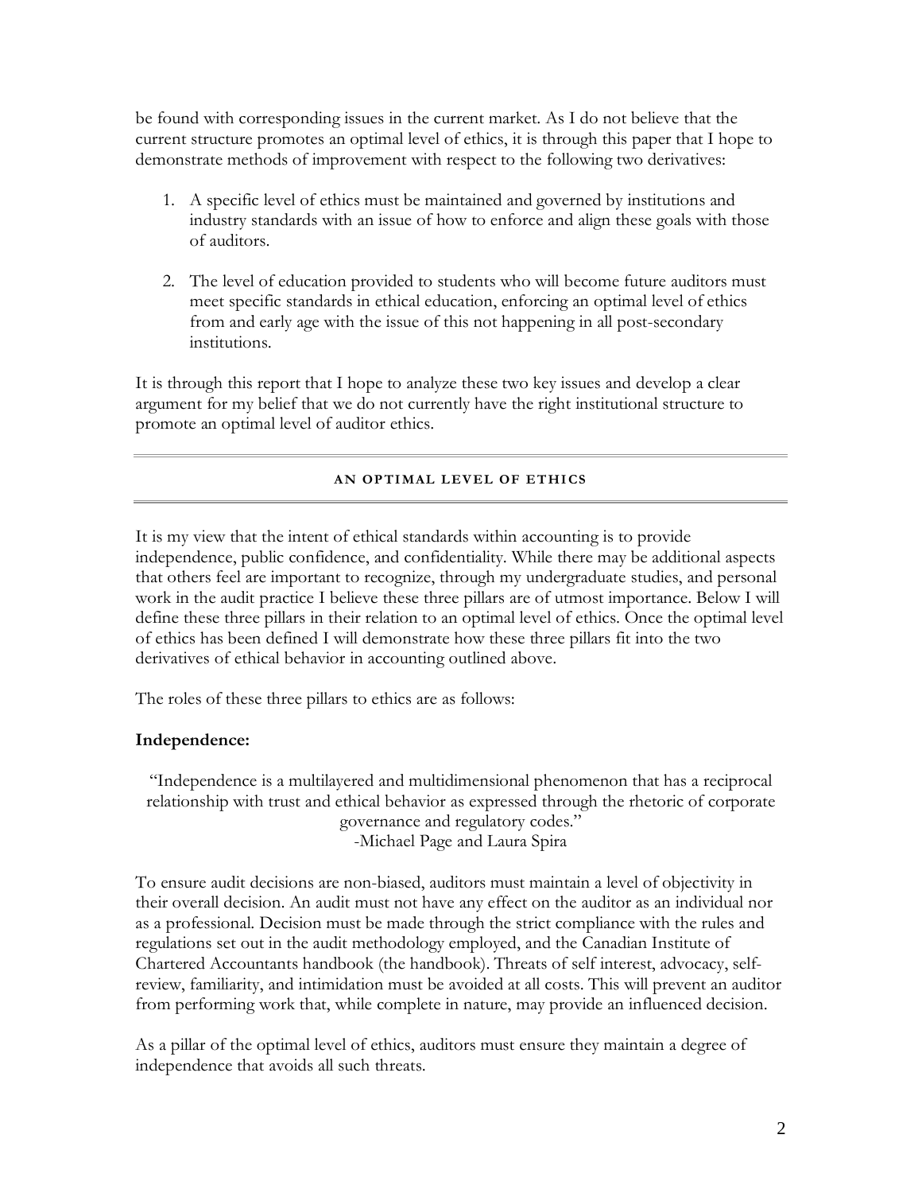be found with corresponding issues in the current market. As I do not believe that the current structure promotes an optimal level of ethics, it is through this paper that I hope to demonstrate methods of improvement with respect to the following two derivatives:

1. A specific level of ethics must be maintained and governed by institutions and industry standards with an issue of how to enforce and align these goals with those of auditors.

2. The level of education provided to students who will become future auditors must meet specific standards in ethical education, enforcing an optimal level of ethics from and early age with the issue of this not happening in all post-secondary institutions.

It is through this report that I hope to analyze these two key issues and develop a clear argument for my belief that we do not currently have the right institutional structure to promote an optimal level of auditor ethics.

---

## AN OPTIMAL LEVEL OF ETHICS

---

It is my view that the intent of ethical standards within accounting is to provide independence, public confidence, and confidentiality. While there may be additional aspects that others feel are important to recognize, through my undergraduate studies, and personal work in the audit practice I believe these three pillars are of utmost importance. Below I will define these three pillars in their relation to an optimal level of ethics. Once the optimal level of ethics has been defined I will demonstrate how these three pillars fit into the two derivatives of ethical behavior in accounting outlined above.

The roles of these three pillars to ethics are as follows:

**Independence:**

> "Independence is a multilayered and multidimensional phenomenon that has a reciprocal relationship with trust and ethical behavior as expressed through the rhetoric of corporate governance and regulatory codes."
> -Michael Page and Laura Spira

To ensure audit decisions are non-biased, auditors must maintain a level of objectivity in their overall decision. An audit must not have any effect on the auditor as an individual nor as a professional. Decision must be made through the strict compliance with the rules and regulations set out in the audit methodology employed, and the Canadian Institute of Chartered Accountants handbook (the handbook). Threats of self interest, advocacy, self-review, familiarity, and intimidation must be avoided at all costs. This will prevent an auditor from performing work that, while complete in nature, may provide an influenced decision.

As a pillar of the optimal level of ethics, auditors must ensure they maintain a degree of independence that avoids all such threats.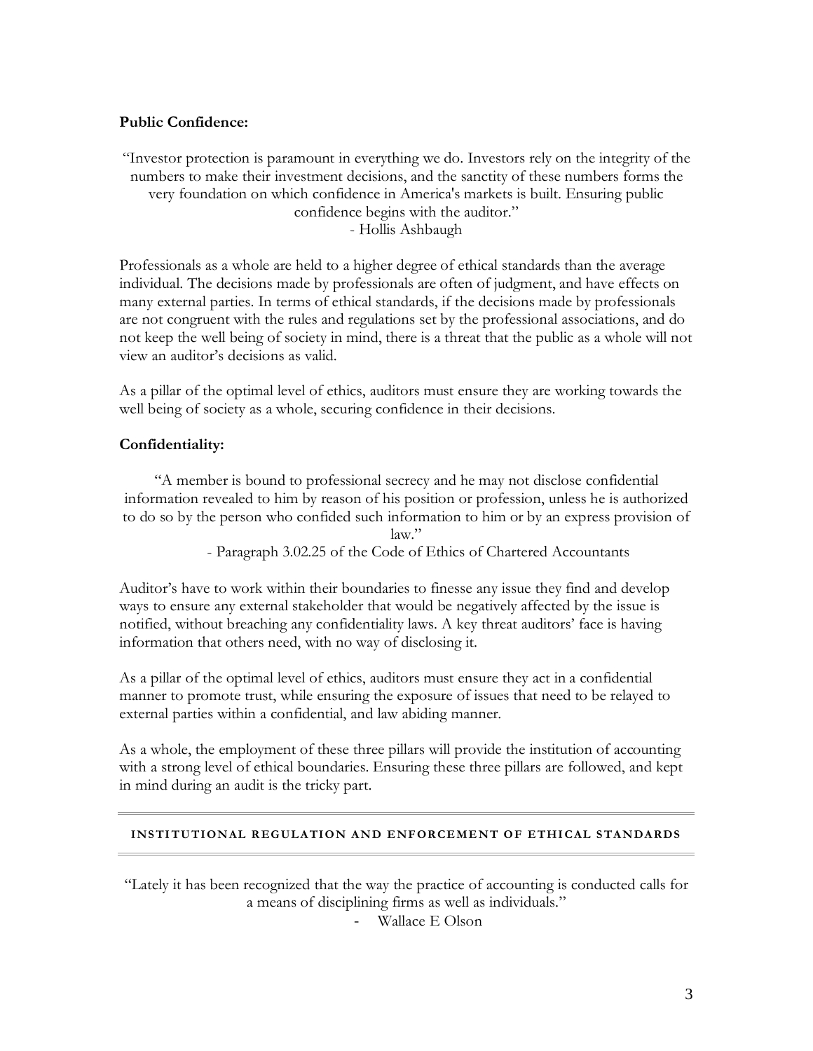**Public Confidence:**

"Investor protection is paramount in everything we do. Investors rely on the integrity of the numbers to make their investment decisions, and the sanctity of these numbers forms the very foundation on which confidence in America's markets is built. Ensuring public confidence begins with the auditor."
- Hollis Ashbaugh

Professionals as a whole are held to a higher degree of ethical standards than the average individual. The decisions made by professionals are often of judgment, and have effects on many external parties. In terms of ethical standards, if the decisions made by professionals are not congruent with the rules and regulations set by the professional associations, and do not keep the well being of society in mind, there is a threat that the public as a whole will not view an auditor's decisions as valid.

As a pillar of the optimal level of ethics, auditors must ensure they are working towards the well being of society as a whole, securing confidence in their decisions.

**Confidentiality:**

"A member is bound to professional secrecy and he may not disclose confidential information revealed to him by reason of his position or profession, unless he is authorized to do so by the person who confided such information to him or by an express provision of law."
- Paragraph 3.02.25 of the Code of Ethics of Chartered Accountants

Auditor's have to work within their boundaries to finesse any issue they find and develop ways to ensure any external stakeholder that would be negatively affected by the issue is notified, without breaching any confidentiality laws. A key threat auditors' face is having information that others need, with no way of disclosing it.

As a pillar of the optimal level of ethics, auditors must ensure they act in a confidential manner to promote trust, while ensuring the exposure of issues that need to be relayed to external parties within a confidential, and law abiding manner.

As a whole, the employment of these three pillars will provide the institution of accounting with a strong level of ethical boundaries. Ensuring these three pillars are followed, and kept in mind during an audit is the tricky part.

---

## INSTITUTIONAL REGULATION AND ENFORCEMENT OF ETHICAL STANDARDS

---

"Lately it has been recognized that the way the practice of accounting is conducted calls for a means of disciplining firms as well as individuals."
- Wallace E Olson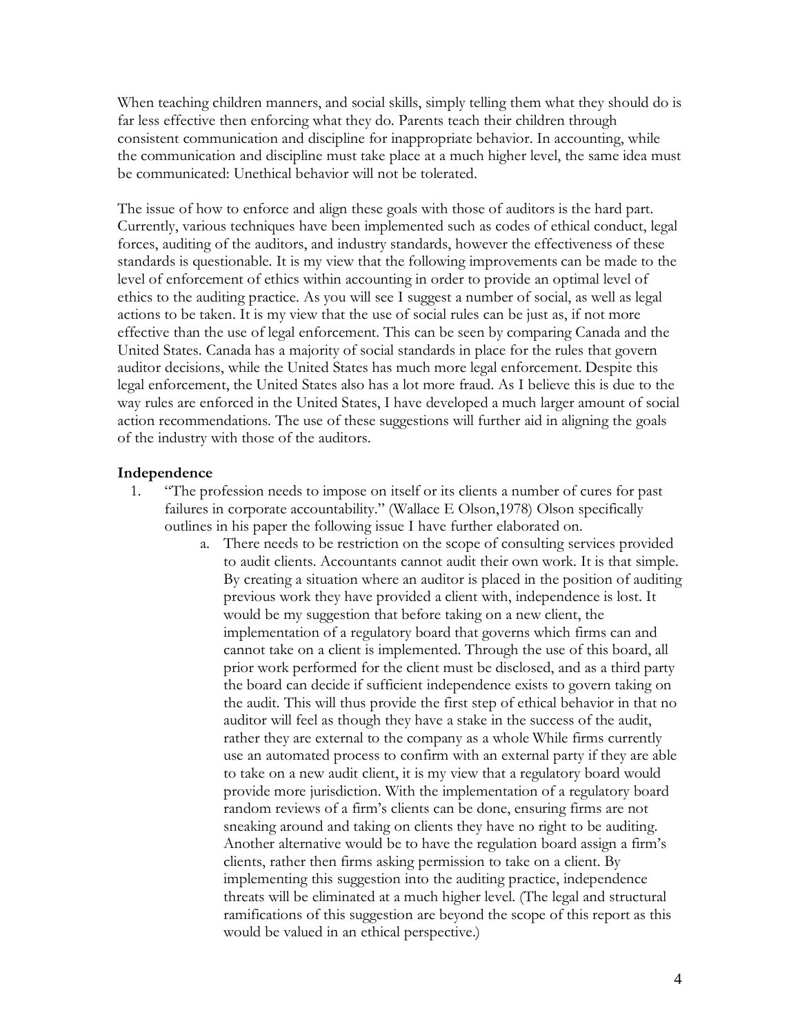When teaching children manners, and social skills, simply telling them what they should do is far less effective then enforcing what they do. Parents teach their children through consistent communication and discipline for inappropriate behavior. In accounting, while the communication and discipline must take place at a much higher level, the same idea must be communicated: Unethical behavior will not be tolerated.

The issue of how to enforce and align these goals with those of auditors is the hard part. Currently, various techniques have been implemented such as codes of ethical conduct, legal forces, auditing of the auditors, and industry standards, however the effectiveness of these standards is questionable. It is my view that the following improvements can be made to the level of enforcement of ethics within accounting in order to provide an optimal level of ethics to the auditing practice. As you will see I suggest a number of social, as well as legal actions to be taken. It is my view that the use of social rules can be just as, if not more effective than the use of legal enforcement. This can be seen by comparing Canada and the United States. Canada has a majority of social standards in place for the rules that govern auditor decisions, while the United States has much more legal enforcement. Despite this legal enforcement, the United States also has a lot more fraud. As I believe this is due to the way rules are enforced in the United States, I have developed a much larger amount of social action recommendations. The use of these suggestions will further aid in aligning the goals of the industry with those of the auditors.

**Independence**

1. "The profession needs to impose on itself or its clients a number of cures for past failures in corporate accountability." (Wallace E Olson,1978) Olson specifically outlines in his paper the following issue I have further elaborated on.
    a. There needs to be restriction on the scope of consulting services provided to audit clients. Accountants cannot audit their own work. It is that simple. By creating a situation where an auditor is placed in the position of auditing previous work they have provided a client with, independence is lost. It would be my suggestion that before taking on a new client, the implementation of a regulatory board that governs which firms can and cannot take on a client is implemented. Through the use of this board, all prior work performed for the client must be disclosed, and as a third party the board can decide if sufficient independence exists to govern taking on the audit. This will thus provide the first step of ethical behavior in that no auditor will feel as though they have a stake in the success of the audit, rather they are external to the company as a whole While firms currently use an automated process to confirm with an external party if they are able to take on a new audit client, it is my view that a regulatory board would provide more jurisdiction. With the implementation of a regulatory board random reviews of a firm's clients can be done, ensuring firms are not sneaking around and taking on clients they have no right to be auditing. Another alternative would be to have the regulation board assign a firm's clients, rather then firms asking permission to take on a client. By implementing this suggestion into the auditing practice, independence threats will be eliminated at a much higher level. (The legal and structural ramifications of this suggestion are beyond the scope of this report as this would be valued in an ethical perspective.)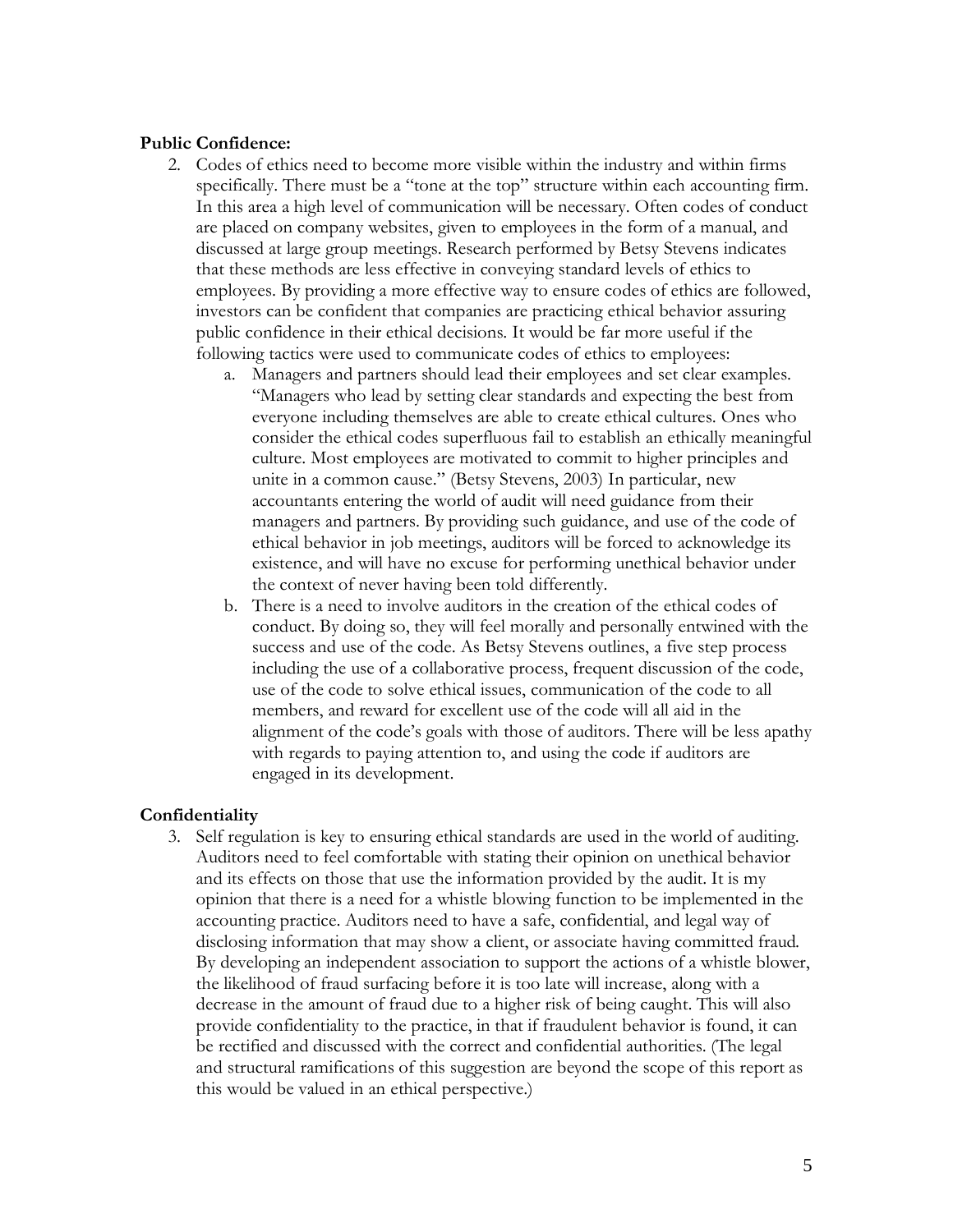**Public Confidence:**

2. Codes of ethics need to become more visible within the industry and within firms specifically. There must be a "tone at the top" structure within each accounting firm. In this area a high level of communication will be necessary. Often codes of conduct are placed on company websites, given to employees in the form of a manual, and discussed at large group meetings. Research performed by Betsy Stevens indicates that these methods are less effective in conveying standard levels of ethics to employees. By providing a more effective way to ensure codes of ethics are followed, investors can be confident that companies are practicing ethical behavior assuring public confidence in their ethical decisions. It would be far more useful if the following tactics were used to communicate codes of ethics to employees:
    a. Managers and partners should lead their employees and set clear examples. "Managers who lead by setting clear standards and expecting the best from everyone including themselves are able to create ethical cultures. Ones who consider the ethical codes superfluous fail to establish an ethically meaningful culture. Most employees are motivated to commit to higher principles and unite in a common cause." (Betsy Stevens, 2003) In particular, new accountants entering the world of audit will need guidance from their managers and partners. By providing such guidance, and use of the code of ethical behavior in job meetings, auditors will be forced to acknowledge its existence, and will have no excuse for performing unethical behavior under the context of never having been told differently.
    b. There is a need to involve auditors in the creation of the ethical codes of conduct. By doing so, they will feel morally and personally entwined with the success and use of the code. As Betsy Stevens outlines, a five step process including the use of a collaborative process, frequent discussion of the code, use of the code to solve ethical issues, communication of the code to all members, and reward for excellent use of the code will all aid in the alignment of the code's goals with those of auditors. There will be less apathy with regards to paying attention to, and using the code if auditors are engaged in its development.

**Confidentiality**

3. Self regulation is key to ensuring ethical standards are used in the world of auditing. Auditors need to feel comfortable with stating their opinion on unethical behavior and its effects on those that use the information provided by the audit. It is my opinion that there is a need for a whistle blowing function to be implemented in the accounting practice. Auditors need to have a safe, confidential, and legal way of disclosing information that may show a client, or associate having committed fraud. By developing an independent association to support the actions of a whistle blower, the likelihood of fraud surfacing before it is too late will increase, along with a decrease in the amount of fraud due to a higher risk of being caught. This will also provide confidentiality to the practice, in that if fraudulent behavior is found, it can be rectified and discussed with the correct and confidential authorities. (The legal and structural ramifications of this suggestion are beyond the scope of this report as this would be valued in an ethical perspective.)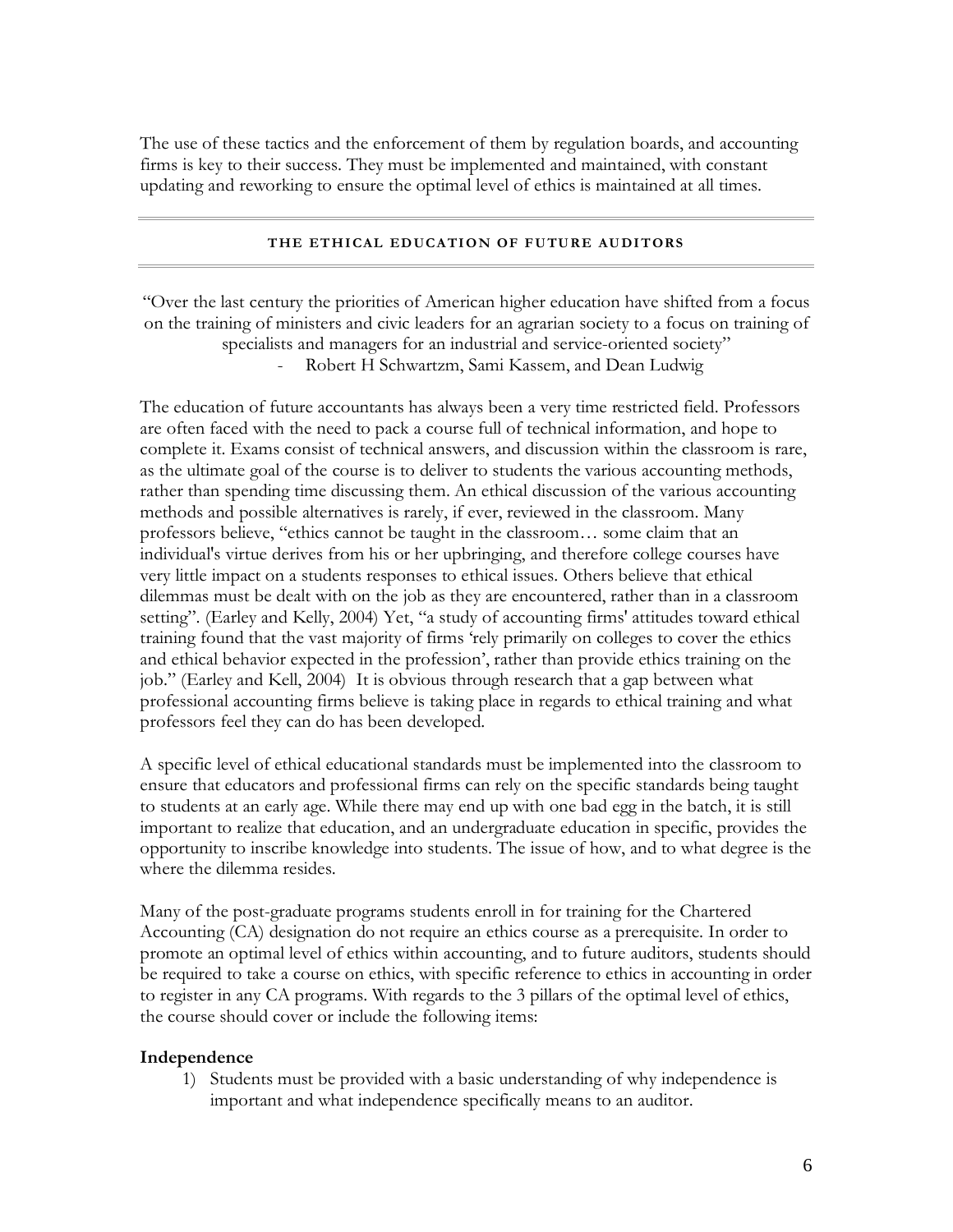The use of these tactics and the enforcement of them by regulation boards, and accounting firms is key to their success. They must be implemented and maintained, with constant updating and reworking to ensure the optimal level of ethics is maintained at all times.

## THE ETHICAL EDUCATION OF FUTURE AUDITORS

"Over the last century the priorities of American higher education have shifted from a focus on the training of ministers and civic leaders for an agrarian society to a focus on training of specialists and managers for an industrial and service-oriented society"

- Robert H Schwartzm, Sami Kassem, and Dean Ludwig

The education of future accountants has always been a very time restricted field. Professors are often faced with the need to pack a course full of technical information, and hope to complete it. Exams consist of technical answers, and discussion within the classroom is rare, as the ultimate goal of the course is to deliver to students the various accounting methods, rather than spending time discussing them. An ethical discussion of the various accounting methods and possible alternatives is rarely, if ever, reviewed in the classroom. Many professors believe, "ethics cannot be taught in the classroom… some claim that an individual's virtue derives from his or her upbringing, and therefore college courses have very little impact on a students responses to ethical issues. Others believe that ethical dilemmas must be dealt with on the job as they are encountered, rather than in a classroom setting". (Earley and Kelly, 2004) Yet, "a study of accounting firms' attitudes toward ethical training found that the vast majority of firms 'rely primarily on colleges to cover the ethics and ethical behavior expected in the profession', rather than provide ethics training on the job." (Earley and Kell, 2004) It is obvious through research that a gap between what professional accounting firms believe is taking place in regards to ethical training and what professors feel they can do has been developed.

A specific level of ethical educational standards must be implemented into the classroom to ensure that educators and professional firms can rely on the specific standards being taught to students at an early age. While there may end up with one bad egg in the batch, it is still important to realize that education, and an undergraduate education in specific, provides the opportunity to inscribe knowledge into students. The issue of how, and to what degree is the where the dilemma resides.

Many of the post-graduate programs students enroll in for training for the Chartered Accounting (CA) designation do not require an ethics course as a prerequisite. In order to promote an optimal level of ethics within accounting, and to future auditors, students should be required to take a course on ethics, with specific reference to ethics in accounting in order to register in any CA programs. With regards to the 3 pillars of the optimal level of ethics, the course should cover or include the following items:

**Independence**

1) Students must be provided with a basic understanding of why independence is important and what independence specifically means to an auditor.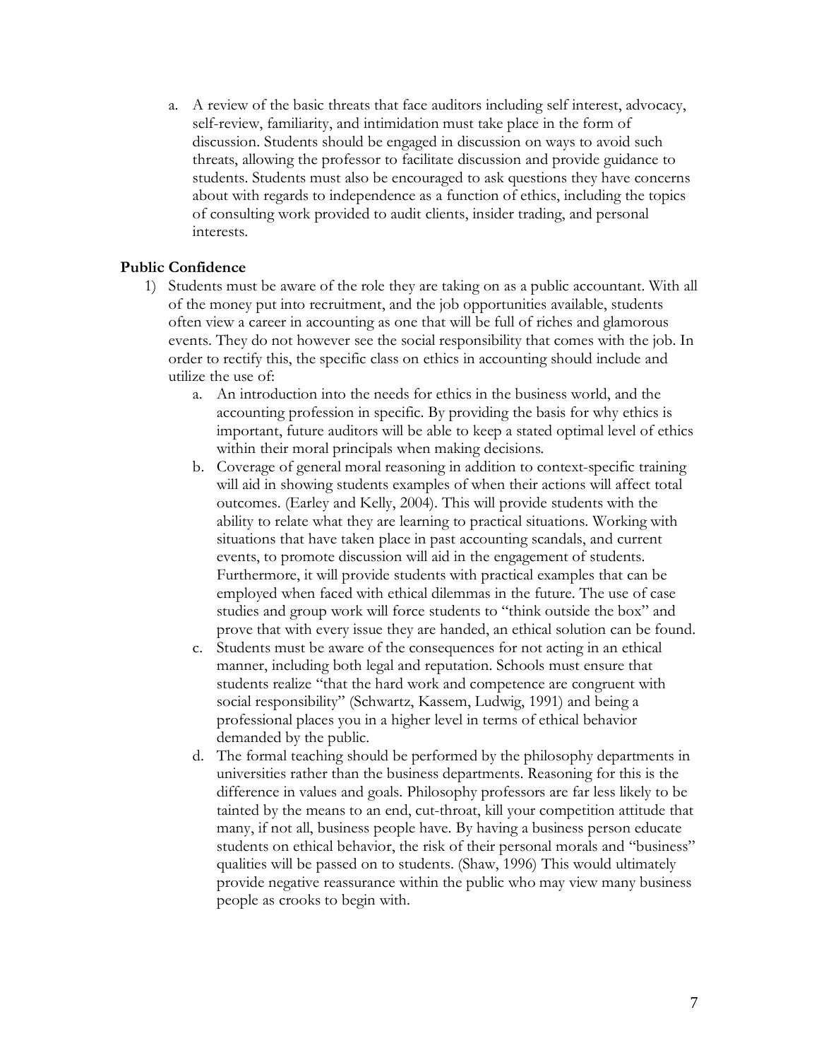a. A review of the basic threats that face auditors including self interest, advocacy, self-review, familiarity, and intimidation must take place in the form of discussion. Students should be engaged in discussion on ways to avoid such threats, allowing the professor to facilitate discussion and provide guidance to students. Students must also be encouraged to ask questions they have concerns about with regards to independence as a function of ethics, including the topics of consulting work provided to audit clients, insider trading, and personal interests.

**Public Confidence**

1) Students must be aware of the role they are taking on as a public accountant. With all of the money put into recruitment, and the job opportunities available, students often view a career in accounting as one that will be full of riches and glamorous events. They do not however see the social responsibility that comes with the job. In order to rectify this, the specific class on ethics in accounting should include and utilize the use of:
   a. An introduction into the needs for ethics in the business world, and the accounting profession in specific. By providing the basis for why ethics is important, future auditors will be able to keep a stated optimal level of ethics within their moral principals when making decisions.
   b. Coverage of general moral reasoning in addition to context-specific training will aid in showing students examples of when their actions will affect total outcomes. (Earley and Kelly, 2004). This will provide students with the ability to relate what they are learning to practical situations. Working with situations that have taken place in past accounting scandals, and current events, to promote discussion will aid in the engagement of students. Furthermore, it will provide students with practical examples that can be employed when faced with ethical dilemmas in the future. The use of case studies and group work will force students to "think outside the box" and prove that with every issue they are handed, an ethical solution can be found.
   c. Students must be aware of the consequences for not acting in an ethical manner, including both legal and reputation. Schools must ensure that students realize "that the hard work and competence are congruent with social responsibility" (Schwartz, Kassem, Ludwig, 1991) and being a professional places you in a higher level in terms of ethical behavior demanded by the public.
   d. The formal teaching should be performed by the philosophy departments in universities rather than the business departments. Reasoning for this is the difference in values and goals. Philosophy professors are far less likely to be tainted by the means to an end, cut-throat, kill your competition attitude that many, if not all, business people have. By having a business person educate students on ethical behavior, the risk of their personal morals and "business" qualities will be passed on to students. (Shaw, 1996) This would ultimately provide negative reassurance within the public who may view many business people as crooks to begin with.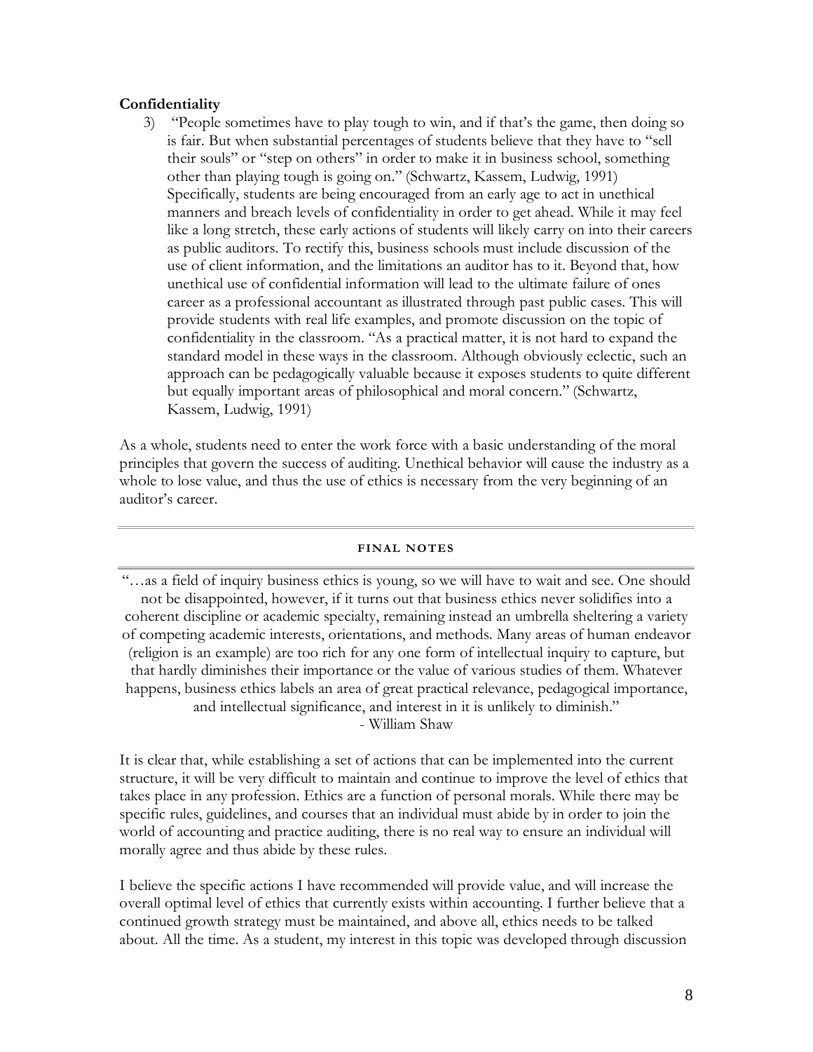**Confidentiality**

3) "People sometimes have to play tough to win, and if that's the game, then doing so is fair. But when substantial percentages of students believe that they have to "sell their souls" or "step on others" in order to make it in business school, something other than playing tough is going on." (Schwartz, Kassem, Ludwig, 1991) Specifically, students are being encouraged from an early age to act in unethical manners and breach levels of confidentiality in order to get ahead. While it may feel like a long stretch, these early actions of students will likely carry on into their careers as public auditors. To rectify this, business schools must include discussion of the use of client information, and the limitations an auditor has to it. Beyond that, how unethical use of confidential information will lead to the ultimate failure of ones career as a professional accountant as illustrated through past public cases. This will provide students with real life examples, and promote discussion on the topic of confidentiality in the classroom. "As a practical matter, it is not hard to expand the standard model in these ways in the classroom. Although obviously eclectic, such an approach can be pedagogically valuable because it exposes students to quite different but equally important areas of philosophical and moral concern." (Schwartz, Kassem, Ludwig, 1991)

As a whole, students need to enter the work force with a basic understanding of the moral principles that govern the success of auditing. Unethical behavior will cause the industry as a whole to lose value, and thus the use of ethics is necessary from the very beginning of an auditor's career.

---

## FINAL NOTES

---

"…as a field of inquiry business ethics is young, so we will have to wait and see. One should not be disappointed, however, if it turns out that business ethics never solidifies into a coherent discipline or academic specialty, remaining instead an umbrella sheltering a variety of competing academic interests, orientations, and methods. Many areas of human endeavor (religion is an example) are too rich for any one form of intellectual inquiry to capture, but that hardly diminishes their importance or the value of various studies of them. Whatever happens, business ethics labels an area of great practical relevance, pedagogical importance, and intellectual significance, and interest in it is unlikely to diminish."
- William Shaw

It is clear that, while establishing a set of actions that can be implemented into the current structure, it will be very difficult to maintain and continue to improve the level of ethics that takes place in any profession. Ethics are a function of personal morals. While there may be specific rules, guidelines, and courses that an individual must abide by in order to join the world of accounting and practice auditing, there is no real way to ensure an individual will morally agree and thus abide by these rules.

I believe the specific actions I have recommended will provide value, and will increase the overall optimal level of ethics that currently exists within accounting. I further believe that a continued growth strategy must be maintained, and above all, ethics needs to be talked about. All the time. As a student, my interest in this topic was developed through discussion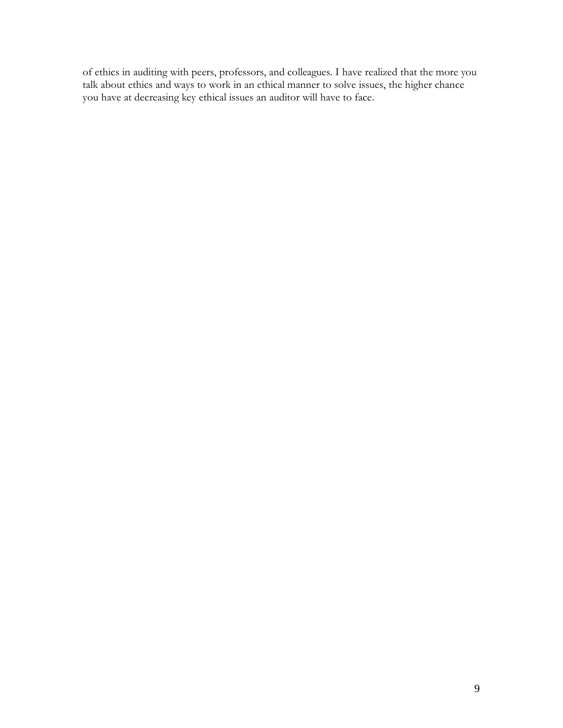of ethics in auditing with peers, professors, and colleagues. I have realized that the more you talk about ethics and ways to work in an ethical manner to solve issues, the higher chance you have at decreasing key ethical issues an auditor will have to face.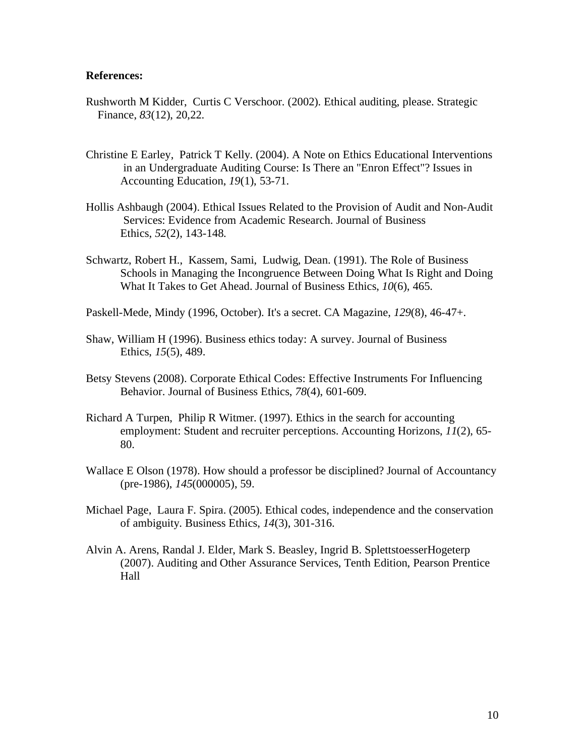**References:**

Rushworth M Kidder, Curtis C Verschoor. (2002). Ethical auditing, please. Strategic Finance, *83*(12), 20,22.

Christine E Earley, Patrick T Kelly. (2004). A Note on Ethics Educational Interventions in an Undergraduate Auditing Course: Is There an "Enron Effect"? Issues in Accounting Education, *19*(1), 53-71.

Hollis Ashbaugh (2004). Ethical Issues Related to the Provision of Audit and Non-Audit Services: Evidence from Academic Research. Journal of Business Ethics, *52*(2), 143-148.

Schwartz, Robert H., Kassem, Sami, Ludwig, Dean. (1991). The Role of Business Schools in Managing the Incongruence Between Doing What Is Right and Doing What It Takes to Get Ahead. Journal of Business Ethics, *10*(6), 465.

Paskell-Mede, Mindy (1996, October). It's a secret. CA Magazine, *129*(8), 46-47+.

Shaw, William H (1996). Business ethics today: A survey. Journal of Business Ethics, *15*(5), 489.

Betsy Stevens (2008). Corporate Ethical Codes: Effective Instruments For Influencing Behavior. Journal of Business Ethics, *78*(4), 601-609.

Richard A Turpen, Philip R Witmer. (1997). Ethics in the search for accounting employment: Student and recruiter perceptions. Accounting Horizons, *11*(2), 65-80.

Wallace E Olson (1978). How should a professor be disciplined? Journal of Accountancy (pre-1986), *145*(000005), 59.

Michael Page, Laura F. Spira. (2005). Ethical codes, independence and the conservation of ambiguity. Business Ethics, *14*(3), 301-316.

Alvin A. Arens, Randal J. Elder, Mark S. Beasley, Ingrid B. SplettstoesserHogeterp (2007). Auditing and Other Assurance Services, Tenth Edition, Pearson Prentice Hall